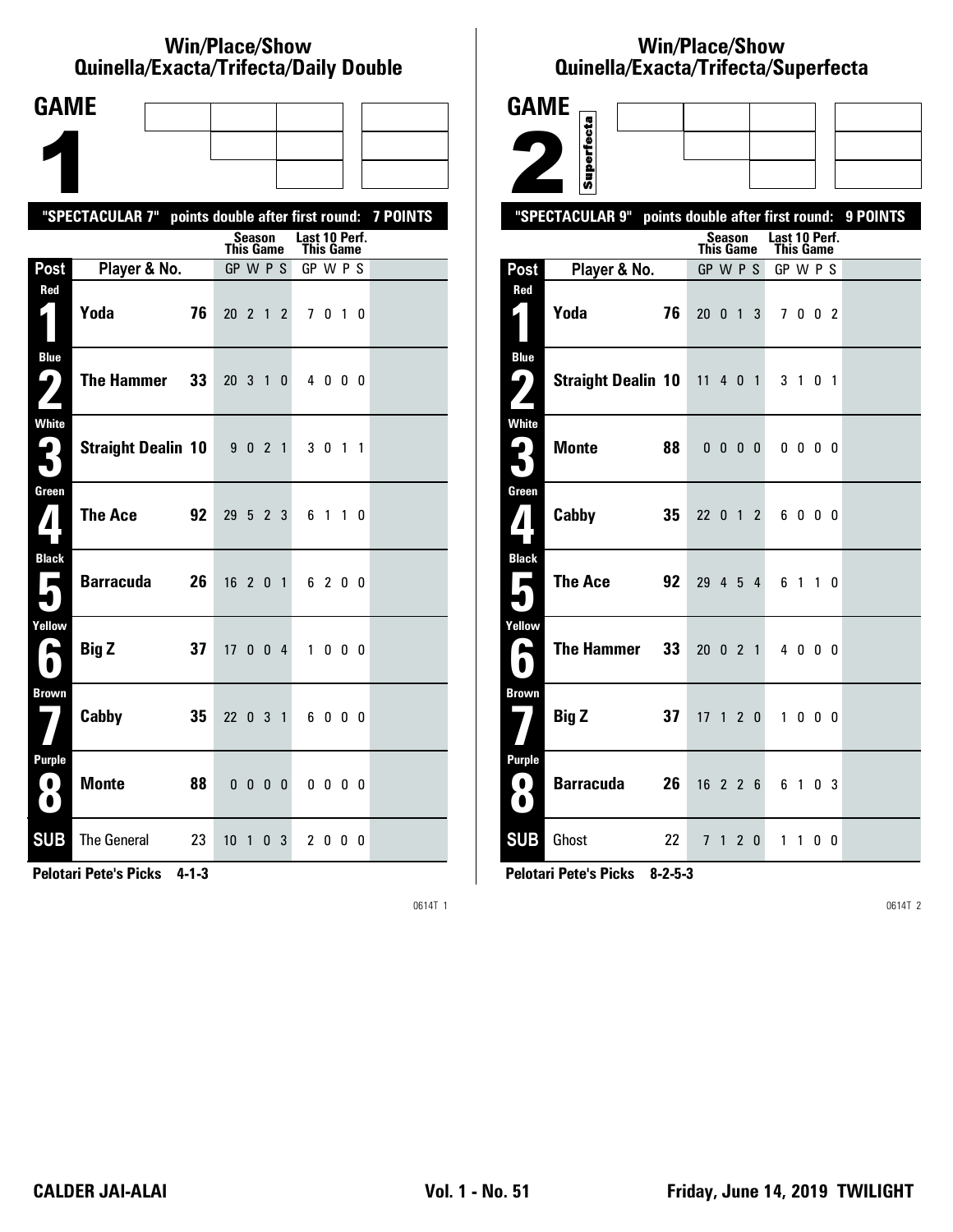## Win/Place/Show
## Quinella/Exacta/Trifecta/Daily Double

# GAME 1

**"SPECTACULAR 7" points double after first round: 7 POINTS**

| Post | Player & No. | | Season This Game GP W P S | Last 10 Perf. This Game GP W P S |
|---|---|---|---|---|
| Red 1 | Yoda | 76 | 20 2 1 2 | 7 0 1 0 |
| Blue 2 | The Hammer | 33 | 20 3 1 0 | 4 0 0 0 |
| White 3 | Straight Dealin | 10 | 9 0 2 1 | 3 0 1 1 |
| Green 4 | The Ace | 92 | 29 5 2 3 | 6 1 1 0 |
| Black 5 | Barracuda | 26 | 16 2 0 1 | 6 2 0 0 |
| Yellow 6 | Big Z | 37 | 17 0 0 4 | 1 0 0 0 |
| Brown 7 | Cabby | 35 | 22 0 3 1 | 6 0 0 0 |
| Purple 8 | Monte | 88 | 0 0 0 0 | 0 0 0 0 |
| SUB | The General | 23 | 10 1 0 3 | 2 0 0 0 |

**Pelotari Pete's Picks 4-1-3**

0614T 1

## Win/Place/Show
## Quinella/Exacta/Trifecta/Superfecta

# GAME 2 Superfecta

**"SPECTACULAR 9" points double after first round: 9 POINTS**

| Post | Player & No. | | Season This Game GP W P S | Last 10 Perf. This Game GP W P S |
|---|---|---|---|---|
| Red 1 | Yoda | 76 | 20 0 1 3 | 7 0 0 2 |
| Blue 2 | Straight Dealin | 10 | 11 4 0 1 | 3 1 0 1 |
| White 3 | Monte | 88 | 0 0 0 0 | 0 0 0 0 |
| Green 4 | Cabby | 35 | 22 0 1 2 | 6 0 0 0 |
| Black 5 | The Ace | 92 | 29 4 5 4 | 6 1 1 0 |
| Yellow 6 | The Hammer | 33 | 20 0 2 1 | 4 0 0 0 |
| Brown 7 | Big Z | 37 | 17 1 2 0 | 1 0 0 0 |
| Purple 8 | Barracuda | 26 | 16 2 2 6 | 6 1 0 3 |
| SUB | Ghost | 22 | 7 1 2 0 | 1 1 0 0 |

**Pelotari Pete's Picks 8-2-5-3**

0614T 2

**CALDER JAI-ALAI** **Vol. 1 - No. 51** **Friday, June 14, 2019 TWILIGHT**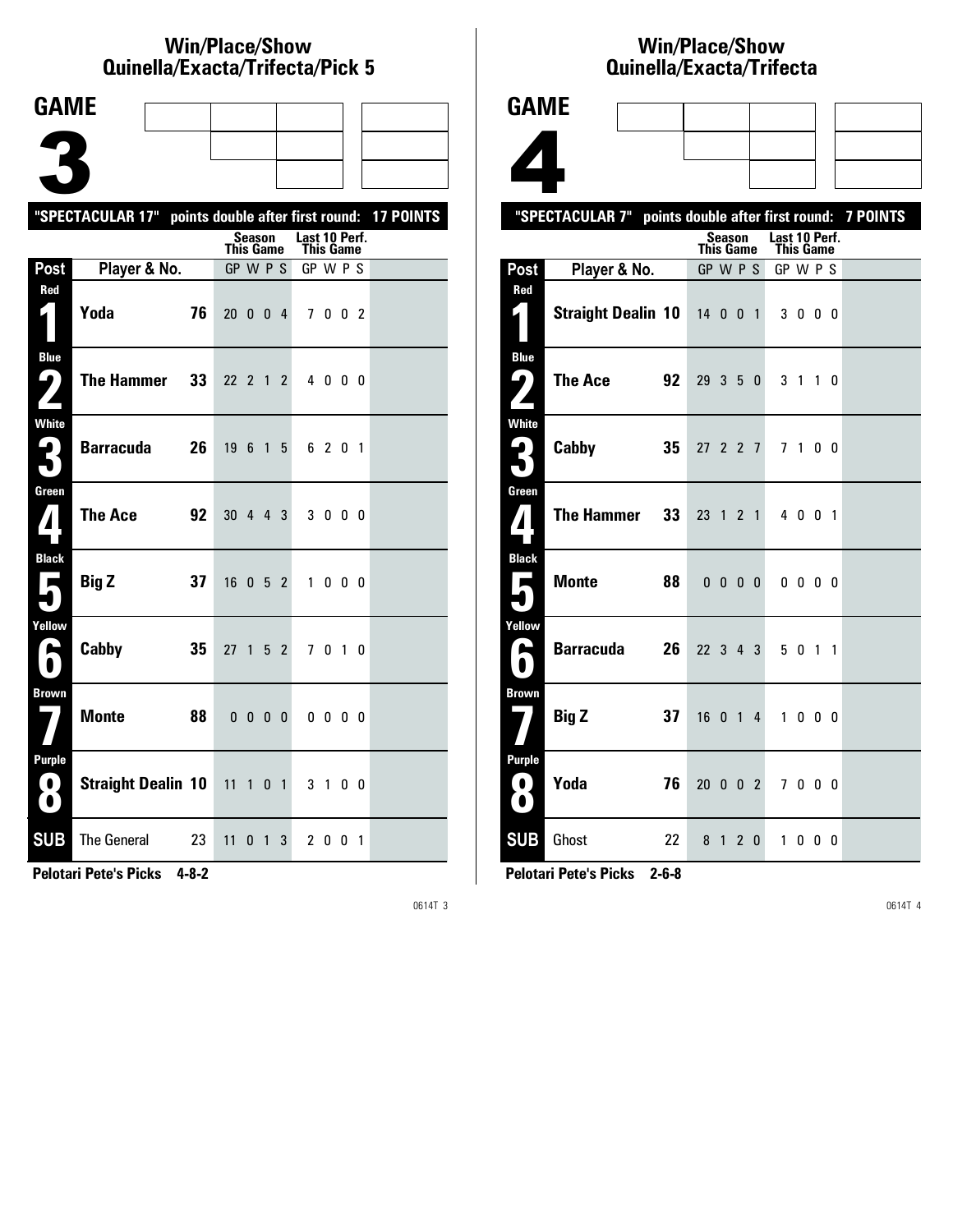# Win/Place/Show
# Quinella/Exacta/Trifecta/Pick 5

## GAME 3

**"SPECTACULAR 17" points double after first round: 17 POINTS**

| Post | Player & No. | | Season This Game GP | W | P | S | Last 10 Perf. This Game GP | W | P | S |
|---|---|---|---|---|---|---|---|---|---|---|
| Red 1 | Yoda | 76 | 20 | 0 | 0 | 4 | 7 | 0 | 0 | 2 |
| Blue 2 | The Hammer | 33 | 22 | 2 | 1 | 2 | 4 | 0 | 0 | 0 |
| White 3 | Barracuda | 26 | 19 | 6 | 1 | 5 | 6 | 2 | 0 | 1 |
| Green 4 | The Ace | 92 | 30 | 4 | 4 | 3 | 3 | 0 | 0 | 0 |
| Black 5 | Big Z | 37 | 16 | 0 | 5 | 2 | 1 | 0 | 0 | 0 |
| Yellow 6 | Cabby | 35 | 27 | 1 | 5 | 2 | 7 | 0 | 1 | 0 |
| Brown 7 | Monte | 88 | 0 | 0 | 0 | 0 | 0 | 0 | 0 | 0 |
| Purple 8 | Straight Dealin | 10 | 11 | 1 | 0 | 1 | 3 | 1 | 0 | 0 |
| SUB | The General | 23 | 11 | 0 | 1 | 3 | 2 | 0 | 0 | 1 |

**Pelotari Pete's Picks 4-8-2**

# Win/Place/Show
# Quinella/Exacta/Trifecta

## GAME 4

**"SPECTACULAR 7" points double after first round: 7 POINTS**

| Post | Player & No. | | Season This Game GP | W | P | S | Last 10 Perf. This Game GP | W | P | S |
|---|---|---|---|---|---|---|---|---|---|---|
| Red 1 | Straight Dealin | 10 | 14 | 0 | 0 | 1 | 3 | 0 | 0 | 0 |
| Blue 2 | The Ace | 92 | 29 | 3 | 5 | 0 | 3 | 1 | 1 | 0 |
| White 3 | Cabby | 35 | 27 | 2 | 2 | 7 | 7 | 1 | 0 | 0 |
| Green 4 | The Hammer | 33 | 23 | 1 | 2 | 1 | 4 | 0 | 0 | 1 |
| Black 5 | Monte | 88 | 0 | 0 | 0 | 0 | 0 | 0 | 0 | 0 |
| Yellow 6 | Barracuda | 26 | 22 | 3 | 4 | 3 | 5 | 0 | 1 | 1 |
| Brown 7 | Big Z | 37 | 16 | 0 | 1 | 4 | 1 | 0 | 0 | 0 |
| Purple 8 | Yoda | 76 | 20 | 0 | 0 | 2 | 7 | 0 | 0 | 0 |
| SUB | Ghost | 22 | 8 | 1 | 2 | 0 | 1 | 0 | 0 | 0 |

**Pelotari Pete's Picks 2-6-8**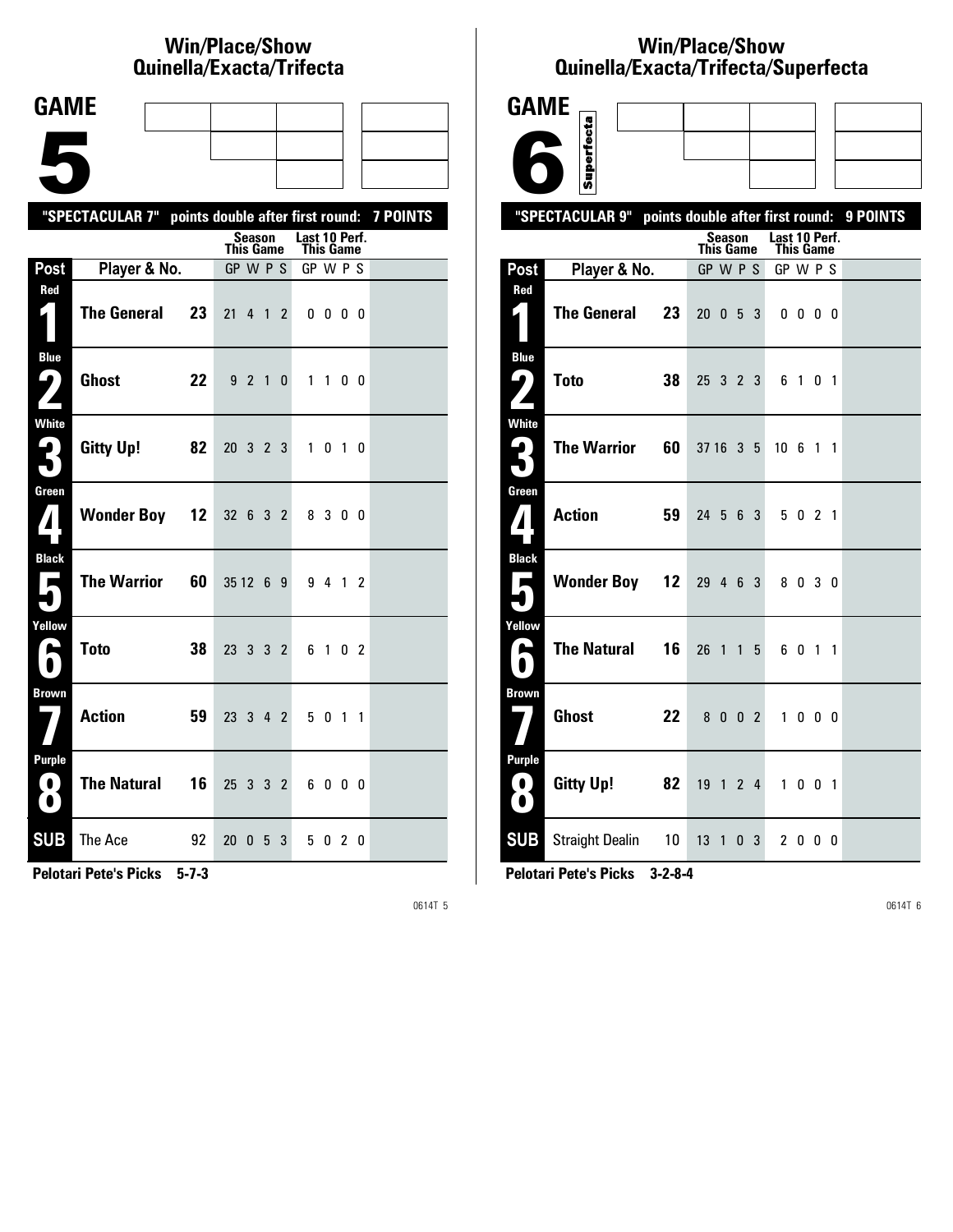## Win/Place/Show Quinella/Exacta/Trifecta

# GAME 5

**"SPECTACULAR 7" points double after first round: 7 POINTS**

| Post | Player & No. | | Season This Game GP W P S | Last 10 Perf. This Game GP W P S |
|---|---|---|---|---|
| Red 1 | The General | 23 | 21 4 1 2 | 0 0 0 0 |
| Blue 2 | Ghost | 22 | 9 2 1 0 | 1 1 0 0 |
| White 3 | Gitty Up! | 82 | 20 3 2 3 | 1 0 1 0 |
| Green 4 | Wonder Boy | 12 | 32 6 3 2 | 8 3 0 0 |
| Black 5 | The Warrior | 60 | 35 12 6 9 | 9 4 1 2 |
| Yellow 6 | Toto | 38 | 23 3 3 2 | 6 1 0 2 |
| Brown 7 | Action | 59 | 23 3 4 2 | 5 0 1 1 |
| Purple 8 | The Natural | 16 | 25 3 3 2 | 6 0 0 0 |
| SUB | The Ace | 92 | 20 0 5 3 | 5 0 2 0 |

**Pelotari Pete's Picks 5-7-3**

## Win/Place/Show Quinella/Exacta/Trifecta/Superfecta

# GAME 6

Superfecta

**"SPECTACULAR 9" points double after first round: 9 POINTS**

| Post | Player & No. | | Season This Game GP W P S | Last 10 Perf. This Game GP W P S |
|---|---|---|---|---|
| Red 1 | The General | 23 | 20 0 5 3 | 0 0 0 0 |
| Blue 2 | Toto | 38 | 25 3 2 3 | 6 1 0 1 |
| White 3 | The Warrior | 60 | 37 16 3 5 | 10 6 1 1 |
| Green 4 | Action | 59 | 24 5 6 3 | 5 0 2 1 |
| Black 5 | Wonder Boy | 12 | 29 4 6 3 | 8 0 3 0 |
| Yellow 6 | The Natural | 16 | 26 1 1 5 | 6 0 1 1 |
| Brown 7 | Ghost | 22 | 8 0 0 2 | 1 0 0 0 |
| Purple 8 | Gitty Up! | 82 | 19 1 2 4 | 1 0 0 1 |
| SUB | Straight Dealin | 10 | 13 1 0 3 | 2 0 0 0 |

**Pelotari Pete's Picks 3-2-8-4**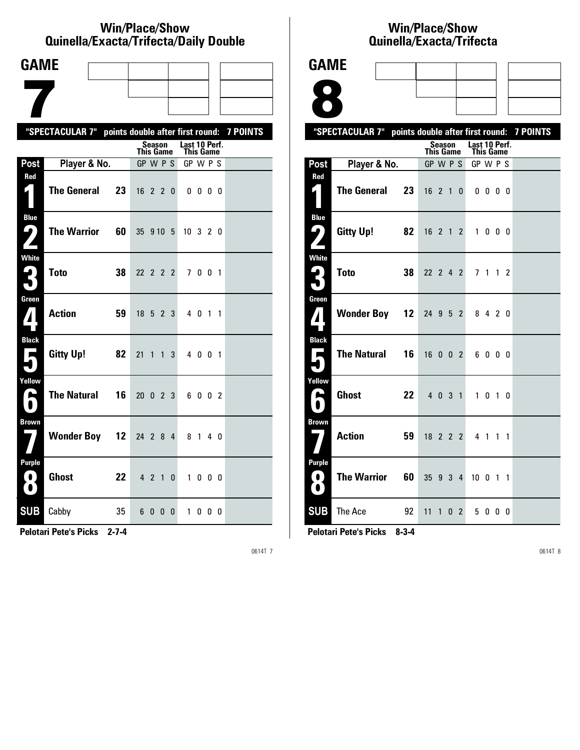## Win/Place/Show Quinella/Exacta/Trifecta/Daily Double

# GAME 7

"SPECTACULAR 7" points double after first round: 7 POINTS

| Post | Player & No. | | Season This Game GP W P S | Last 10 Perf. This Game GP W P S |
|---|---|---|---|---|
| Red 1 | The General | 23 | 16 2 2 0 | 0 0 0 0 |
| Blue 2 | The Warrior | 60 | 35 9 10 5 | 10 3 2 0 |
| White 3 | Toto | 38 | 22 2 2 2 | 7 0 0 1 |
| Green 4 | Action | 59 | 18 5 2 3 | 4 0 1 1 |
| Black 5 | Gitty Up! | 82 | 21 1 1 3 | 4 0 0 1 |
| Yellow 6 | The Natural | 16 | 20 0 2 3 | 6 0 0 2 |
| Brown 7 | Wonder Boy | 12 | 24 2 8 4 | 8 1 4 0 |
| Purple 8 | Ghost | 22 | 4 2 1 0 | 1 0 0 0 |
| SUB | Cabby | 35 | 6 0 0 0 | 1 0 0 0 |

**Pelotari Pete's Picks 2-7-4**

0614T 7

## Win/Place/Show Quinella/Exacta/Trifecta

# GAME 8

"SPECTACULAR 7" points double after first round: 7 POINTS

| Post | Player & No. | | Season This Game GP W P S | Last 10 Perf. This Game GP W P S |
|---|---|---|---|---|
| Red 1 | The General | 23 | 16 2 1 0 | 0 0 0 0 |
| Blue 2 | Gitty Up! | 82 | 16 2 1 2 | 1 0 0 0 |
| White 3 | Toto | 38 | 22 2 4 2 | 7 1 1 2 |
| Green 4 | Wonder Boy | 12 | 24 9 5 2 | 8 4 2 0 |
| Black 5 | The Natural | 16 | 16 0 0 2 | 6 0 0 0 |
| Yellow 6 | Ghost | 22 | 4 0 3 1 | 1 0 1 0 |
| Brown 7 | Action | 59 | 18 2 2 2 | 4 1 1 1 |
| Purple 8 | The Warrior | 60 | 35 9 3 4 | 10 0 1 1 |
| SUB | The Ace | 92 | 11 1 0 2 | 5 0 0 0 |

**Pelotari Pete's Picks 8-3-4**

0614T 8